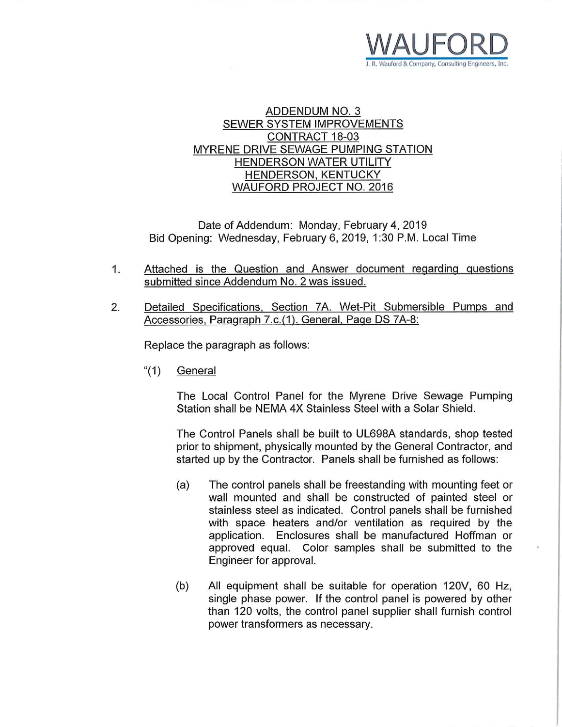WAUFORD

J. R. Wauford & Company, Consulting Engineers, Inc.

# ADDENDUM NO. 3
## SEWER SYSTEM IMPROVEMENTS
## CONTRACT 18-03
## MYRENE DRIVE SEWAGE PUMPING STATION
## HENDERSON WATER UTILITY
## HENDERSON, KENTUCKY
## WAUFORD PROJECT NO. 2016

Date of Addendum: Monday, February 4, 2019
Bid Opening: Wednesday, February 6, 2019, 1:30 P.M. Local Time

1. Attached is the Question and Answer document regarding questions submitted since Addendum No. 2 was issued.

2. Detailed Specifications, Section 7A. Wet-Pit Submersible Pumps and Accessories, Paragraph 7.c.(1). General, Page DS 7A-8:

   Replace the paragraph as follows:

   "(1) General

   The Local Control Panel for the Myrene Drive Sewage Pumping Station shall be NEMA 4X Stainless Steel with a Solar Shield.

   The Control Panels shall be built to UL698A standards, shop tested prior to shipment, physically mounted by the General Contractor, and started up by the Contractor. Panels shall be furnished as follows:

   (a) The control panels shall be freestanding with mounting feet or wall mounted and shall be constructed of painted steel or stainless steel as indicated. Control panels shall be furnished with space heaters and/or ventilation as required by the application. Enclosures shall be manufactured Hoffman or approved equal. Color samples shall be submitted to the Engineer for approval.

   (b) All equipment shall be suitable for operation 120V, 60 Hz, single phase power. If the control panel is powered by other than 120 volts, the control panel supplier shall furnish control power transformers as necessary.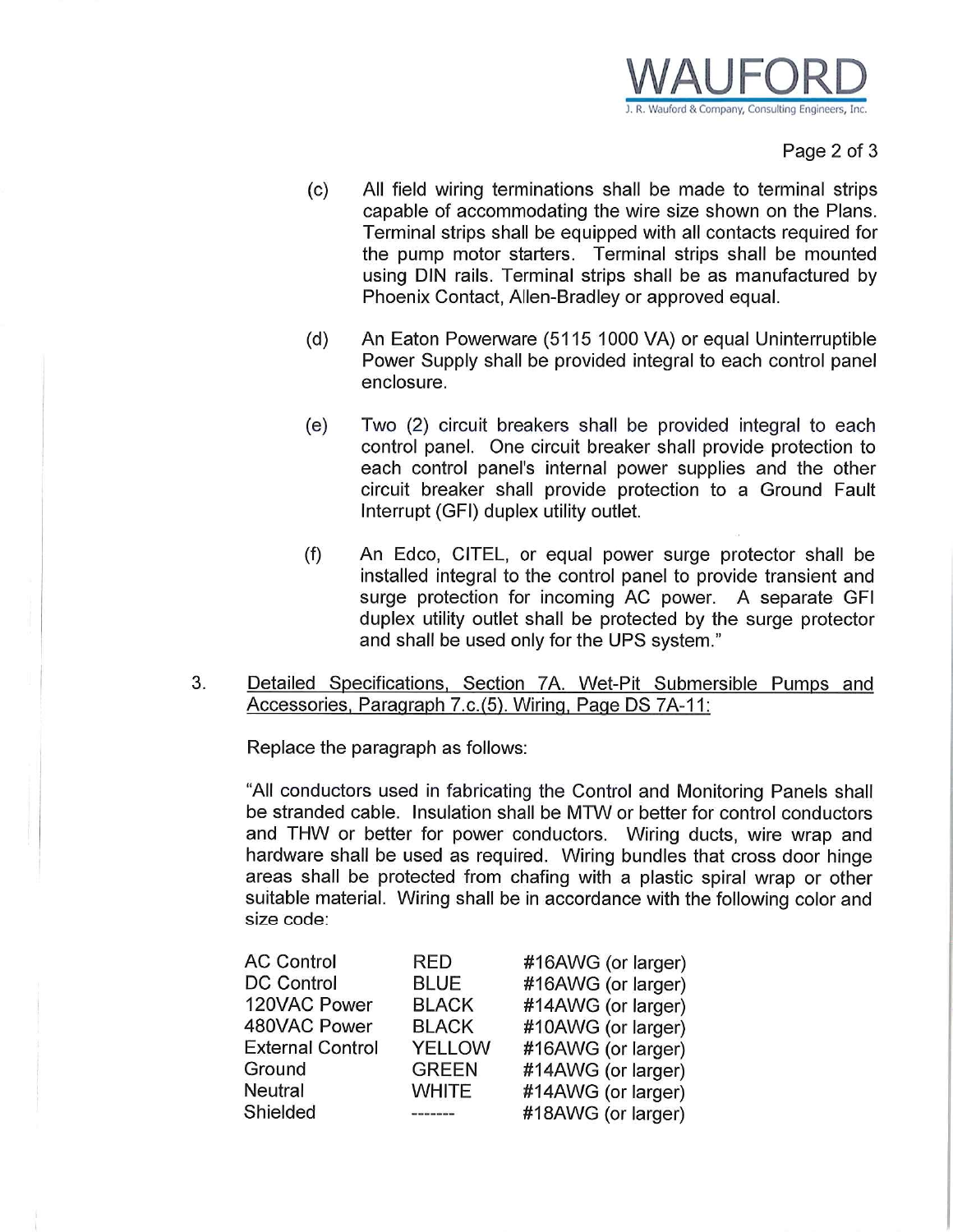(c) All field wiring terminations shall be made to terminal strips capable of accommodating the wire size shown on the Plans. Terminal strips shall be equipped with all contacts required for the pump motor starters. Terminal strips shall be mounted using DIN rails. Terminal strips shall be as manufactured by Phoenix Contact, Allen-Bradley or approved equal.

(d) An Eaton Powerware (5115 1000 VA) or equal Uninterruptible Power Supply shall be provided integral to each control panel enclosure.

(e) Two (2) circuit breakers shall be provided integral to each control panel. One circuit breaker shall provide protection to each control panel's internal power supplies and the other circuit breaker shall provide protection to a Ground Fault Interrupt (GFI) duplex utility outlet.

(f) An Edco, CITEL, or equal power surge protector shall be installed integral to the control panel to provide transient and surge protection for incoming AC power. A separate GFI duplex utility outlet shall be protected by the surge protector and shall be used only for the UPS system."

3. <u>Detailed Specifications, Section 7A. Wet-Pit Submersible Pumps and Accessories, Paragraph 7.c.(5). Wiring, Page DS 7A-11:</u>

Replace the paragraph as follows:

"All conductors used in fabricating the Control and Monitoring Panels shall be stranded cable. Insulation shall be MTW or better for control conductors and THW or better for power conductors. Wiring ducts, wire wrap and hardware shall be used as required. Wiring bundles that cross door hinge areas shall be protected from chafing with a plastic spiral wrap or other suitable material. Wiring shall be in accordance with the following color and size code:

| | | |
|---|---|---|
| AC Control | RED | #16AWG (or larger) |
| DC Control | BLUE | #16AWG (or larger) |
| 120VAC Power | BLACK | #14AWG (or larger) |
| 480VAC Power | BLACK | #10AWG (or larger) |
| External Control | YELLOW | #16AWG (or larger) |
| Ground | GREEN | #14AWG (or larger) |
| Neutral | WHITE | #14AWG (or larger) |
| Shielded | ------- | #18AWG (or larger) |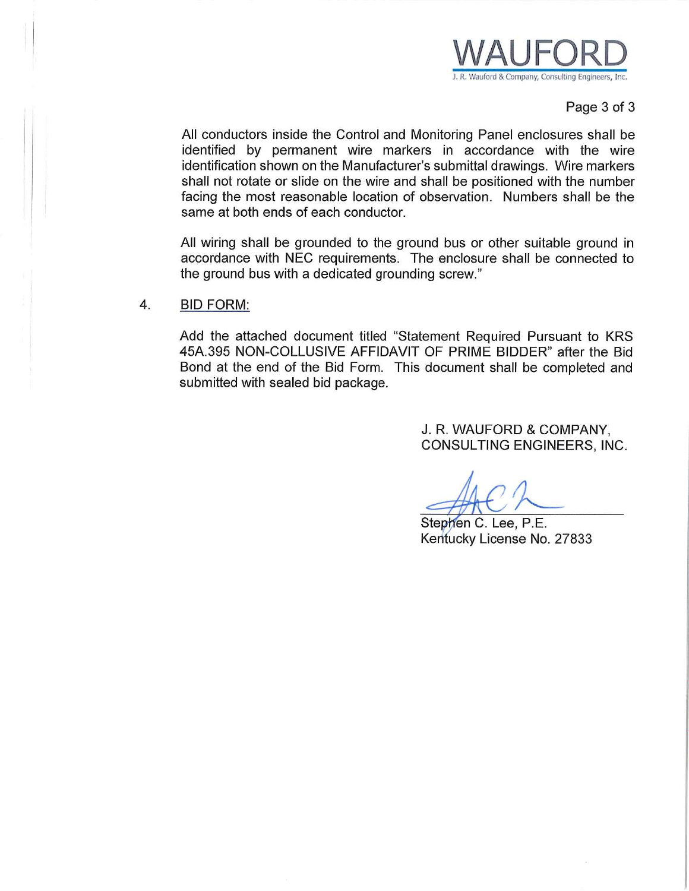All conductors inside the Control and Monitoring Panel enclosures shall be identified by permanent wire markers in accordance with the wire identification shown on the Manufacturer's submittal drawings. Wire markers shall not rotate or slide on the wire and shall be positioned with the number facing the most reasonable location of observation. Numbers shall be the same at both ends of each conductor.

All wiring shall be grounded to the ground bus or other suitable ground in accordance with NEC requirements. The enclosure shall be connected to the ground bus with a dedicated grounding screw."

4. BID FORM:

Add the attached document titled "Statement Required Pursuant to KRS 45A.395 NON-COLLUSIVE AFFIDAVIT OF PRIME BIDDER" after the Bid Bond at the end of the Bid Form. This document shall be completed and submitted with sealed bid package.

J. R. WAUFORD & COMPANY,
CONSULTING ENGINEERS, INC.

Stephen C. Lee, P.E.
Kentucky License No. 27833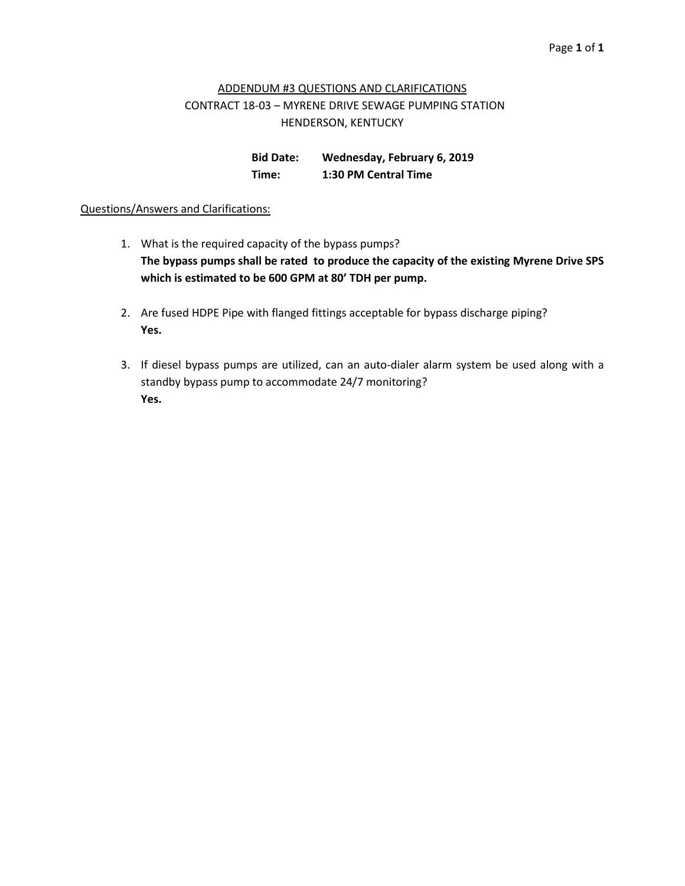# ADDENDUM #3 QUESTIONS AND CLARIFICATIONS

## CONTRACT 18-03 – MYRENE DRIVE SEWAGE PUMPING STATION

## HENDERSON, KENTUCKY

**Bid Date:** **Wednesday, February 6, 2019**

**Time:** **1:30 PM Central Time**

Questions/Answers and Clarifications:

1. What is the required capacity of the bypass pumps?
   **The bypass pumps shall be rated to produce the capacity of the existing Myrene Drive SPS which is estimated to be 600 GPM at 80' TDH per pump.**

2. Are fused HDPE Pipe with flanged fittings acceptable for bypass discharge piping?
   **Yes.**

3. If diesel bypass pumps are utilized, can an auto-dialer alarm system be used along with a standby bypass pump to accommodate 24/7 monitoring?
   **Yes.**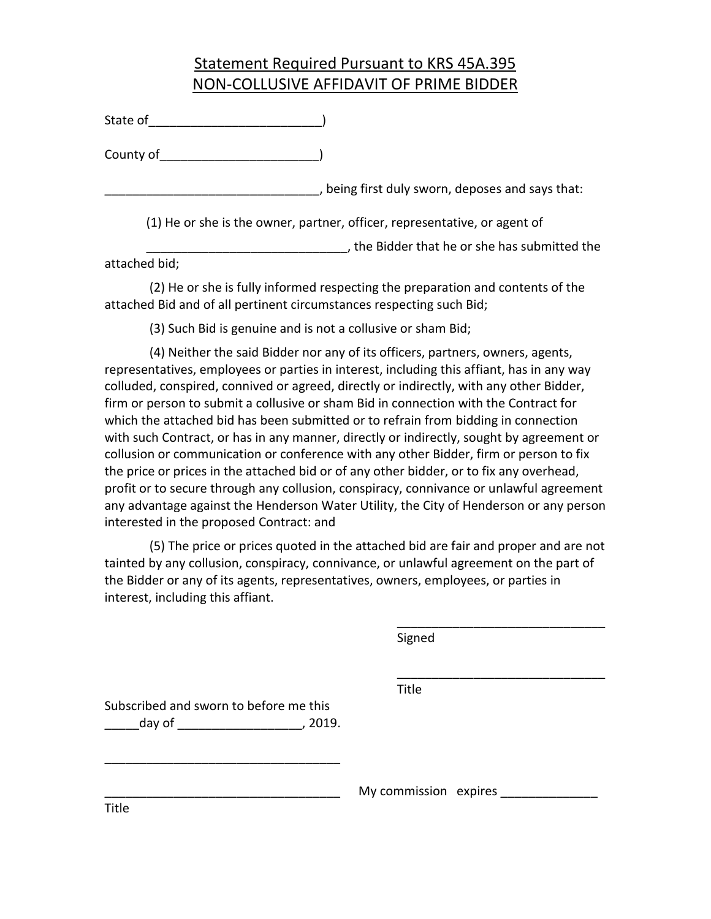# Statement Required Pursuant to KRS 45A.395
# NON-COLLUSIVE AFFIDAVIT OF PRIME BIDDER

State of_________________________)

County of______________________)

______________________________, being first duly sworn, deposes and says that:

(1) He or she is the owner, partner, officer, representative, or agent of _____________________________, the Bidder that he or she has submitted the attached bid;

(2) He or she is fully informed respecting the preparation and contents of the attached Bid and of all pertinent circumstances respecting such Bid;

(3) Such Bid is genuine and is not a collusive or sham Bid;

(4) Neither the said Bidder nor any of its officers, partners, owners, agents, representatives, employees or parties in interest, including this affiant, has in any way colluded, conspired, connived or agreed, directly or indirectly, with any other Bidder, firm or person to submit a collusive or sham Bid in connection with the Contract for which the attached bid has been submitted or to refrain from bidding in connection with such Contract, or has in any manner, directly or indirectly, sought by agreement or collusion or communication or conference with any other Bidder, firm or person to fix the price or prices in the attached bid or of any other bidder, or to fix any overhead, profit or to secure through any collusion, conspiracy, connivance or unlawful agreement any advantage against the Henderson Water Utility, the City of Henderson or any person interested in the proposed Contract: and

(5) The price or prices quoted in the attached bid are fair and proper and are not tainted by any collusion, conspiracy, connivance, or unlawful agreement on the part of the Bidder or any of its agents, representatives, owners, employees, or parties in interest, including this affiant.

______________________________
Signed

______________________________
Title

Subscribed and sworn to before me this
_____day of _________________, 2019.

_________________________________

_________________________________ My commission expires ______________
Title